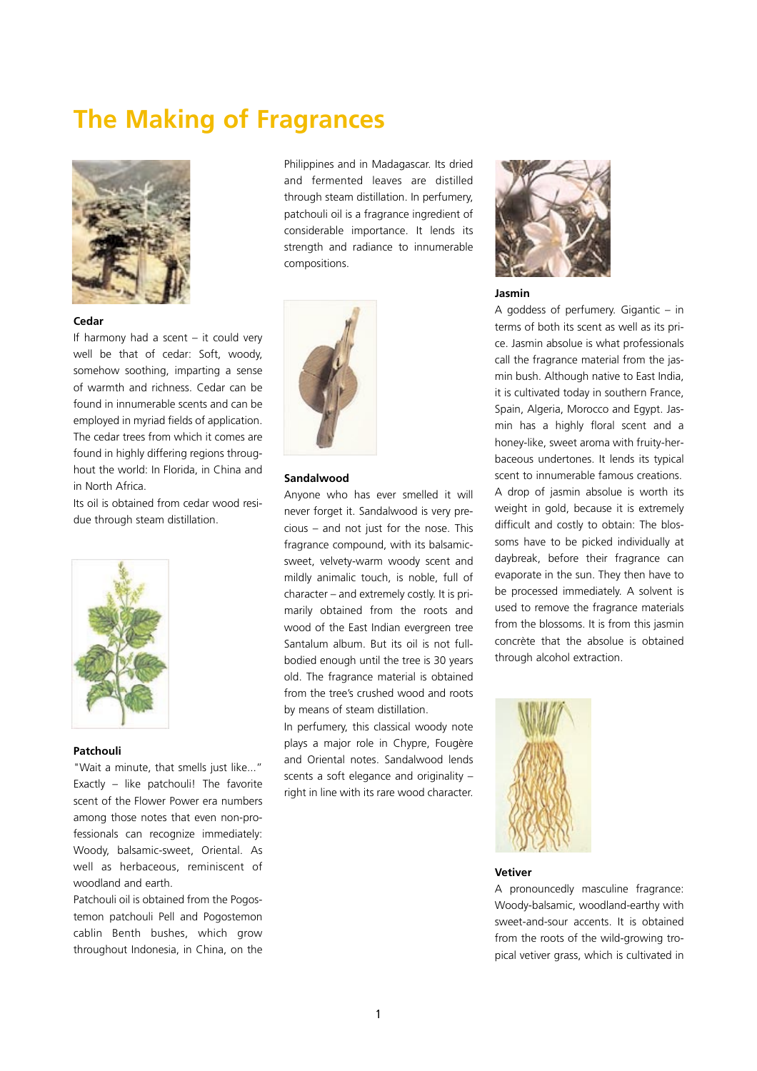# The Making of Fragrances

### Cedar

If harmony had a scent – it could very well be that of cedar: Soft, woody, somehow soothing, imparting a sense of warmth and richness. Cedar can be found in innumerable scents and can be employed in myriad fields of application. The cedar trees from which it comes are found in highly differing regions throughout the world: In Florida, in China and in North Africa.

Its oil is obtained from cedar wood residue through steam distillation.

### Patchouli

"Wait a minute, that smells just like..." Exactly – like patchouli! The favorite scent of the Flower Power era numbers among those notes that even non-professionals can recognize immediately: Woody, balsamic-sweet, Oriental. As well as herbaceous, reminiscent of woodland and earth.

Patchouli oil is obtained from the Pogostemon patchouli Pell and Pogostemon cablin Benth bushes, which grow throughout Indonesia, in China, on the Philippines and in Madagascar. Its dried and fermented leaves are distilled through steam distillation. In perfumery, patchouli oil is a fragrance ingredient of considerable importance. It lends its strength and radiance to innumerable compositions.

### Sandalwood

Anyone who has ever smelled it will never forget it. Sandalwood is very precious – and not just for the nose. This fragrance compound, with its balsamic-sweet, velvety-warm woody scent and mildly animalic touch, is noble, full of character – and extremely costly. It is primarily obtained from the roots and wood of the East Indian evergreen tree Santalum album. But its oil is not full-bodied enough until the tree is 30 years old. The fragrance material is obtained from the tree's crushed wood and roots by means of steam distillation.

In perfumery, this classical woody note plays a major role in Chypre, Fougère and Oriental notes. Sandalwood lends scents a soft elegance and originality – right in line with its rare wood character.

### Jasmin

A goddess of perfumery. Gigantic – in terms of both its scent as well as its price. Jasmin absolue is what professionals call the fragrance material from the jasmin bush. Although native to East India, it is cultivated today in southern France, Spain, Algeria, Morocco and Egypt. Jasmin has a highly floral scent and a honey-like, sweet aroma with fruity-herbaceous undertones. It lends its typical scent to innumerable famous creations.

A drop of jasmin absolue is worth its weight in gold, because it is extremely difficult and costly to obtain: The blossoms have to be picked individually at daybreak, before their fragrance can evaporate in the sun. They then have to be processed immediately. A solvent is used to remove the fragrance materials from the blossoms. It is from this jasmin concrète that the absolue is obtained through alcohol extraction.

### Vetiver

A pronouncedly masculine fragrance: Woody-balsamic, woodland-earthy with sweet-and-sour accents. It is obtained from the roots of the wild-growing tropical vetiver grass, which is cultivated in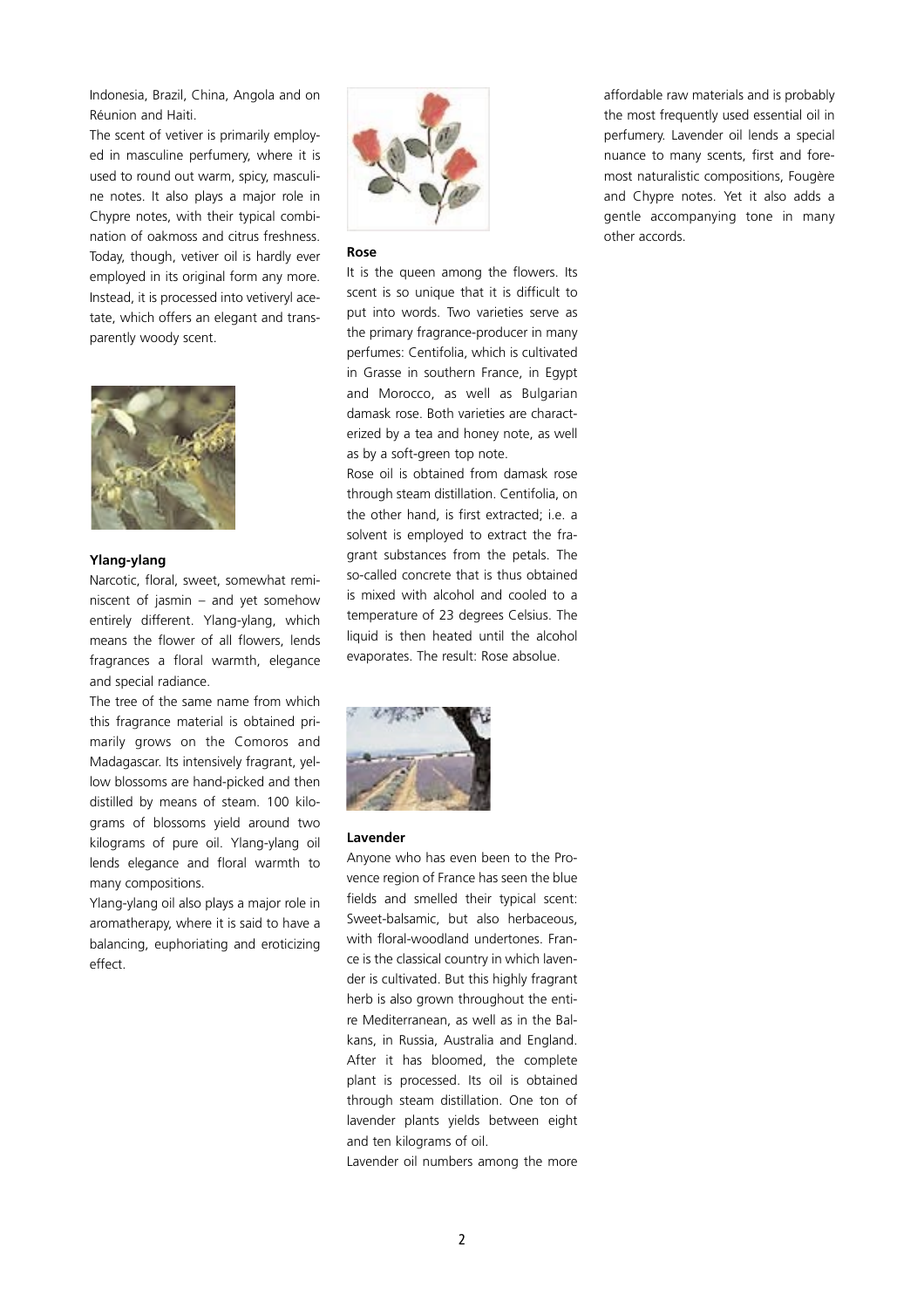Indonesia, Brazil, China, Angola and on Réunion and Haiti.

The scent of vetiver is primarily employed in masculine perfumery, where it is used to round out warm, spicy, masculine notes. It also plays a major role in Chypre notes, with their typical combination of oakmoss and citrus freshness. Today, though, vetiver oil is hardly ever employed in its original form any more. Instead, it is processed into vetiveryl acetate, which offers an elegant and transparently woody scent.

### Ylang-ylang

Narcotic, floral, sweet, somewhat reminiscent of jasmin – and yet somehow entirely different. Ylang-ylang, which means the flower of all flowers, lends fragrances a floral warmth, elegance and special radiance.

The tree of the same name from which this fragrance material is obtained primarily grows on the Comoros and Madagascar. Its intensively fragrant, yellow blossoms are hand-picked and then distilled by means of steam. 100 kilograms of blossoms yield around two kilograms of pure oil. Ylang-ylang oil lends elegance and floral warmth to many compositions.

Ylang-ylang oil also plays a major role in aromatherapy, where it is said to have a balancing, euphoriating and eroticizing effect.

### Rose

It is the queen among the flowers. Its scent is so unique that it is difficult to put into words. Two varieties serve as the primary fragrance-producer in many perfumes: Centifolia, which is cultivated in Grasse in southern France, in Egypt and Morocco, as well as Bulgarian damask rose. Both varieties are characterized by a tea and honey note, as well as by a soft-green top note.

Rose oil is obtained from damask rose through steam distillation. Centifolia, on the other hand, is first extracted; i.e. a solvent is employed to extract the fragrant substances from the petals. The so-called concrete that is thus obtained is mixed with alcohol and cooled to a temperature of 23 degrees Celsius. The liquid is then heated until the alcohol evaporates. The result: Rose absolue.

### Lavender

Anyone who has even been to the Provence region of France has seen the blue fields and smelled their typical scent: Sweet-balsamic, but also herbaceous, with floral-woodland undertones. France is the classical country in which lavender is cultivated. But this highly fragrant herb is also grown throughout the entire Mediterranean, as well as in the Balkans, in Russia, Australia and England. After it has bloomed, the complete plant is processed. Its oil is obtained through steam distillation. One ton of lavender plants yields between eight and ten kilograms of oil.

Lavender oil numbers among the more affordable raw materials and is probably the most frequently used essential oil in perfumery. Lavender oil lends a special nuance to many scents, first and foremost naturalistic compositions, Fougère and Chypre notes. Yet it also adds a gentle accompanying tone in many other accords.